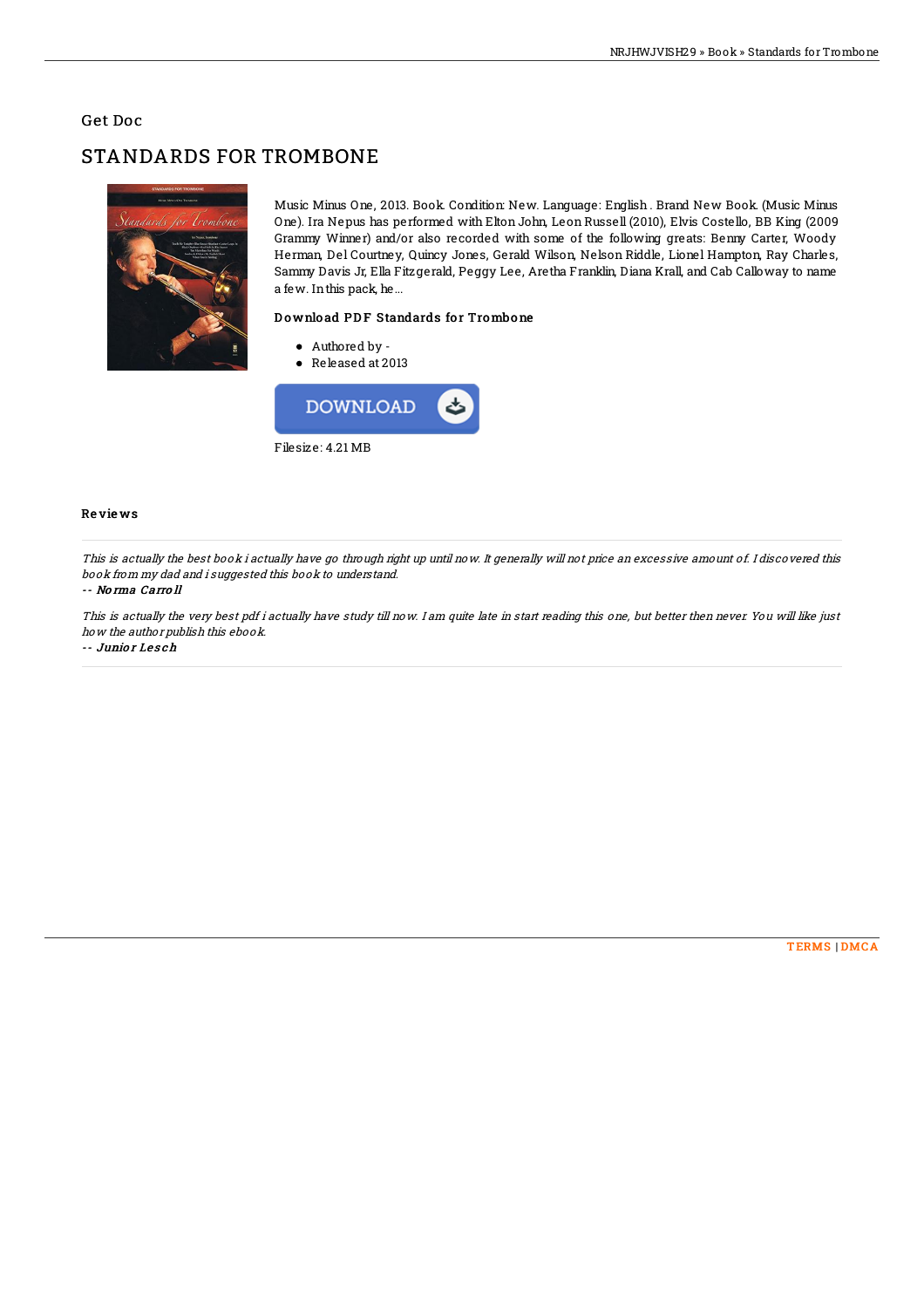Get Doc

# STANDARDS FOR TROMBONE

Music Minus One, 2013. Book. Condition: New. Language: English . Brand New Book. (Music Minus One). Ira Nepus has performed with Elton John, Leon Russell (2010), Elvis Costello, BB King (2009 Grammy Winner) and/or also recorded with some of the following greats: Benny Carter, Woody Herman, Del Courtney, Quincy Jones, Gerald Wilson, Nelson Riddle, Lionel Hampton, Ray Charles, Sammy Davis Jr, Ella Fitzgerald, Peggy Lee, Aretha Franklin, Diana Krall, and Cab Calloway to name a few. In this pack, he...

### Download PDF Standards for Trombone

- Authored by -
- Released at 2013

DOWNLOAD

Filesize: 4.21 MB

## Reviews

*This is actually the best book i actually have go through right up until now. It generally will not price an excessive amount of. I discovered this book from my dad and i suggested this book to understand.*

-- ***Norma Carroll***

*This is actually the very best pdf i actually have study till now. I am quite late in start reading this one, but better then never. You will like just how the author publish this ebook.*

-- ***Junior Lesch***

TERMS | DMCA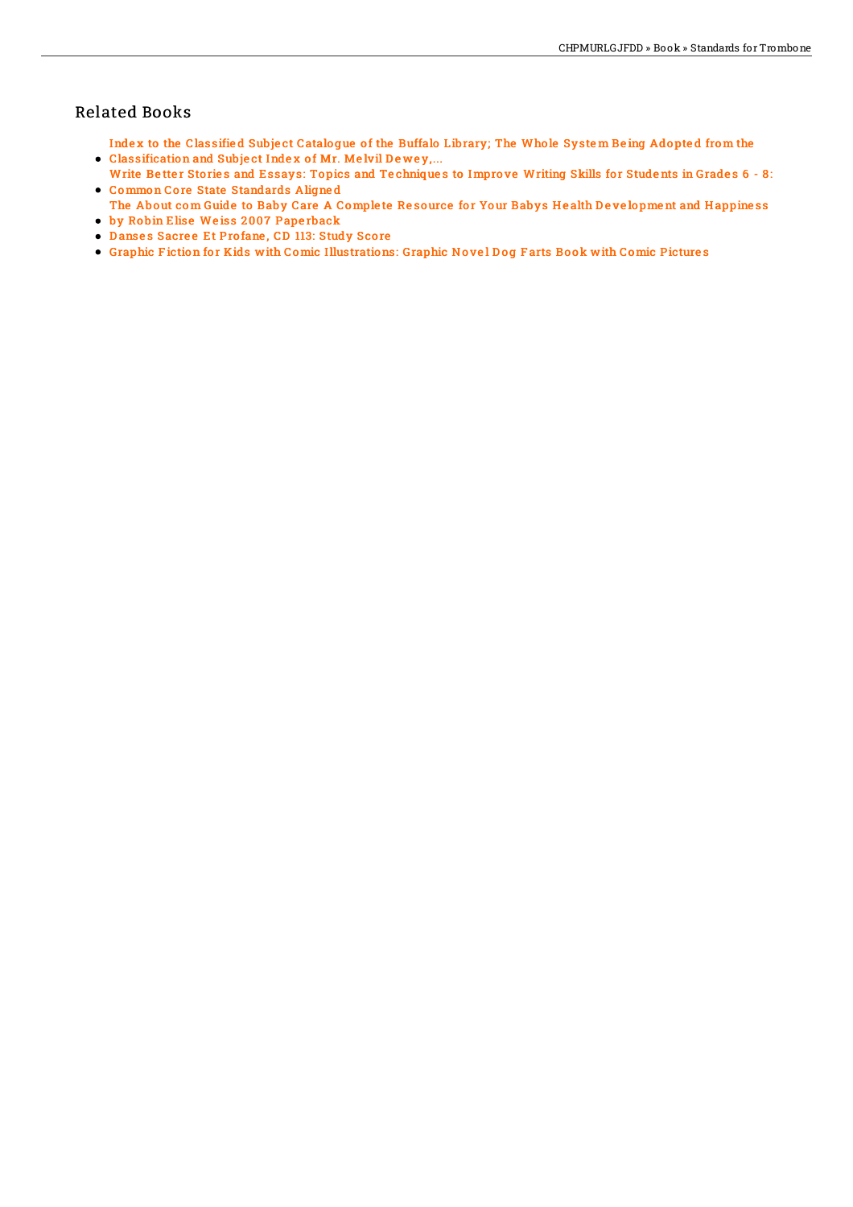## Related Books

- Index to the Classified Subject Catalogue of the Buffalo Library; The Whole System Being Adopted from the Classification and Subject Index of Mr. Melvil Dewey,...
- Write Better Stories and Essays: Topics and Techniques to Improve Writing Skills for Students in Grades 6 - 8: Common Core State Standards Aligned
- The About com Guide to Baby Care A Complete Resource for Your Babys Health Development and Happiness by Robin Elise Weiss 2007 Paperback
- Danses Sacree Et Profane, CD 113: Study Score
- Graphic Fiction for Kids with Comic Illustrations: Graphic Novel Dog Farts Book with Comic Pictures